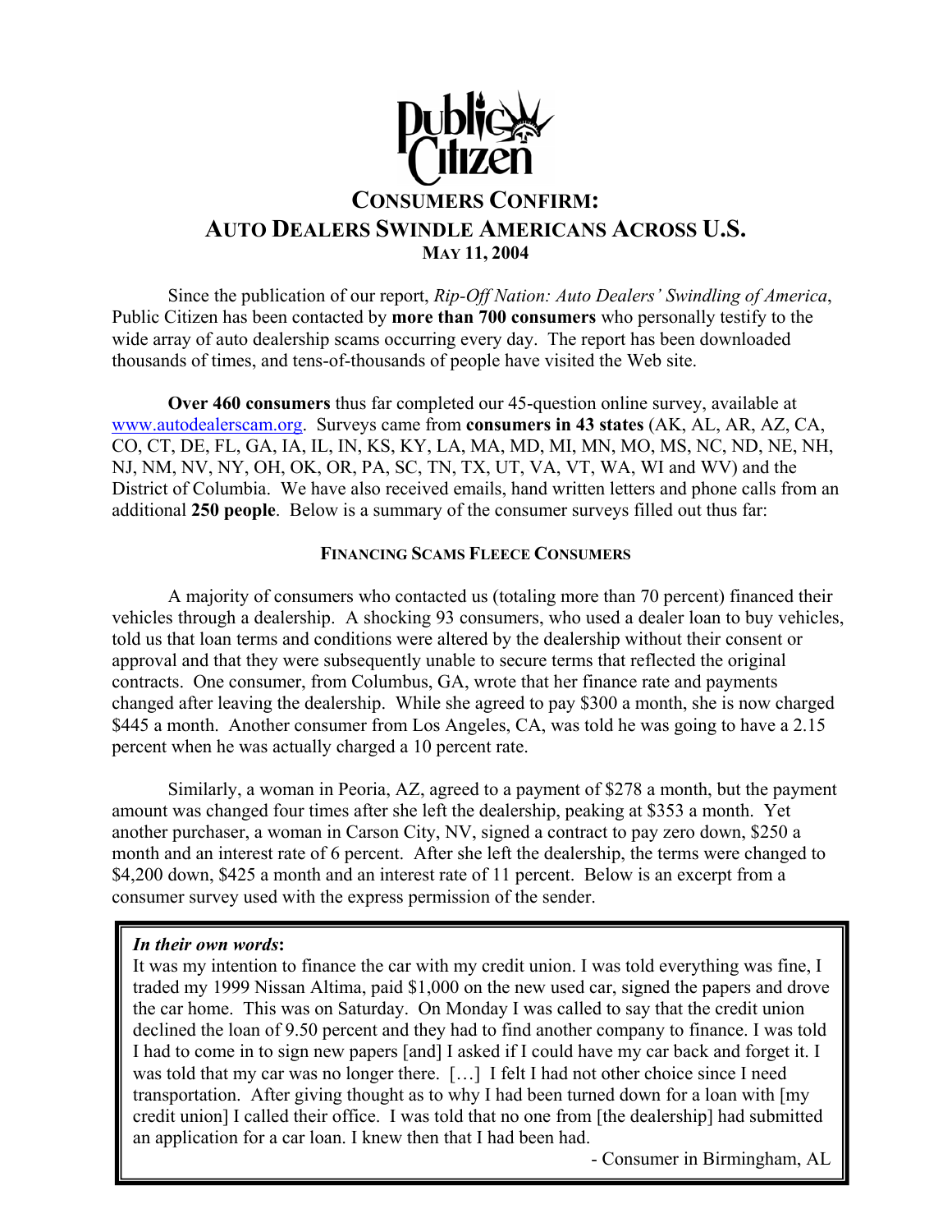Public Citizen

# CONSUMERS CONFIRM: AUTO DEALERS SWINDLE AMERICANS ACROSS U.S.

**MAY 11, 2004**

Since the publication of our report, *Rip-Off Nation: Auto Dealers' Swindling of America*, Public Citizen has been contacted by **more than 700 consumers** who personally testify to the wide array of auto dealership scams occurring every day. The report has been downloaded thousands of times, and tens-of-thousands of people have visited the Web site.

**Over 460 consumers** thus far completed our 45-question online survey, available at www.autodealerscam.org. Surveys came from **consumers in 43 states** (AK, AL, AR, AZ, CA, CO, CT, DE, FL, GA, IA, IL, IN, KS, KY, LA, MA, MD, MI, MN, MO, MS, NC, ND, NE, NH, NJ, NM, NV, NY, OH, OK, OR, PA, SC, TN, TX, UT, VA, VT, WA, WI and WV) and the District of Columbia. We have also received emails, hand written letters and phone calls from an additional **250 people**. Below is a summary of the consumer surveys filled out thus far:

## FINANCING SCAMS FLEECE CONSUMERS

A majority of consumers who contacted us (totaling more than 70 percent) financed their vehicles through a dealership. A shocking 93 consumers, who used a dealer loan to buy vehicles, told us that loan terms and conditions were altered by the dealership without their consent or approval and that they were subsequently unable to secure terms that reflected the original contracts. One consumer, from Columbus, GA, wrote that her finance rate and payments changed after leaving the dealership. While she agreed to pay $300 a month, she is now charged $445 a month. Another consumer from Los Angeles, CA, was told he was going to have a 2.15 percent when he was actually charged a 10 percent rate.

Similarly, a woman in Peoria, AZ, agreed to a payment of $278 a month, but the payment amount was changed four times after she left the dealership, peaking at $353 a month. Yet another purchaser, a woman in Carson City, NV, signed a contract to pay zero down, $250 a month and an interest rate of 6 percent. After she left the dealership, the terms were changed to $4,200 down, $425 a month and an interest rate of 11 percent. Below is an excerpt from a consumer survey used with the express permission of the sender.

> ***In their own words*:**
> It was my intention to finance the car with my credit union. I was told everything was fine, I traded my 1999 Nissan Altima, paid $1,000 on the new used car, signed the papers and drove the car home. This was on Saturday. On Monday I was called to say that the credit union declined the loan of 9.50 percent and they had to find another company to finance. I was told I had to come in to sign new papers [and] I asked if I could have my car back and forget it. I was told that my car was no longer there. […] I felt I had not other choice since I need transportation. After giving thought as to why I had been turned down for a loan with [my credit union] I called their office. I was told that no one from [the dealership] had submitted an application for a car loan. I knew then that I had been had.
>
> \- Consumer in Birmingham, AL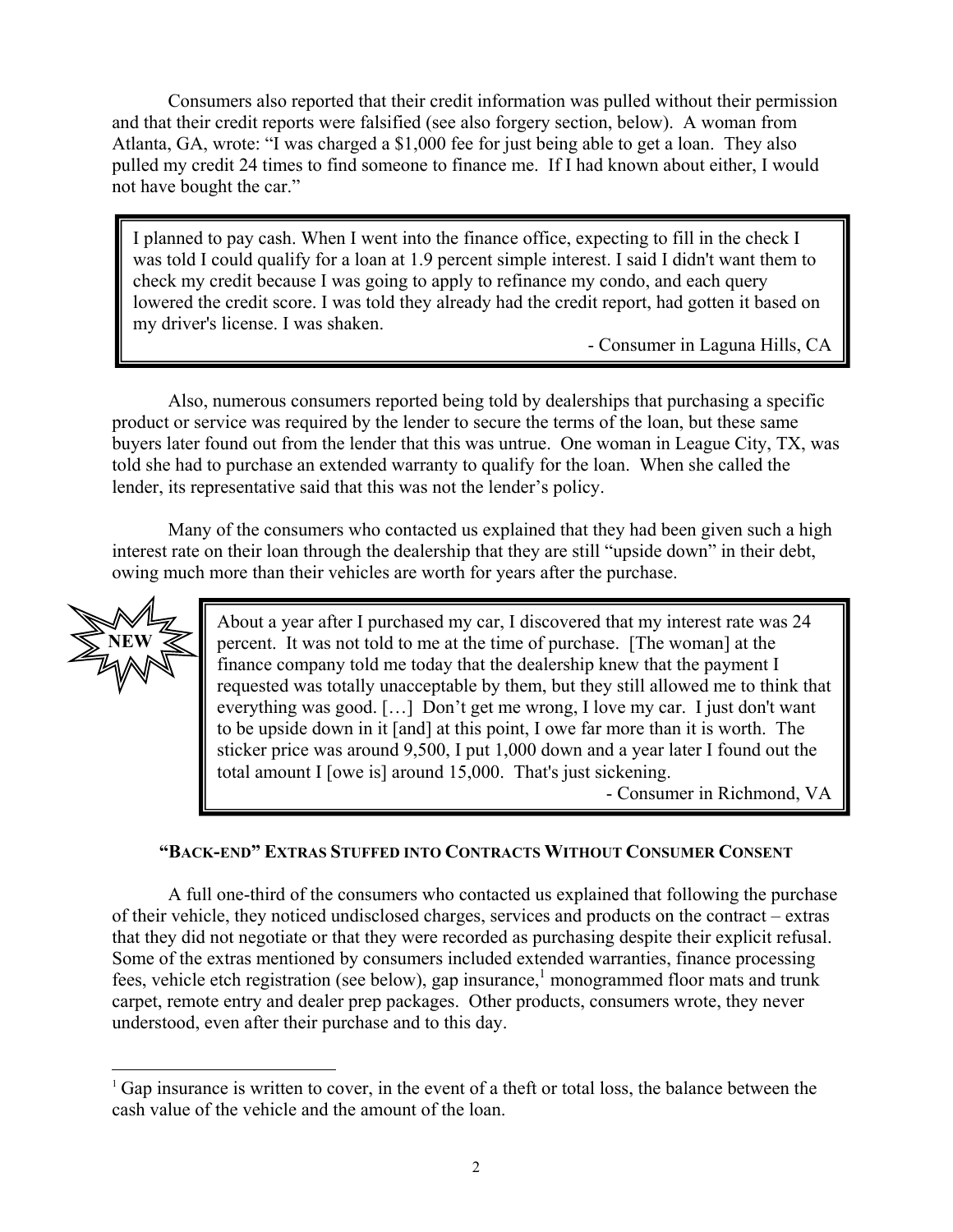Consumers also reported that their credit information was pulled without their permission and that their credit reports were falsified (see also forgery section, below). A woman from Atlanta, GA, wrote: "I was charged a $1,000 fee for just being able to get a loan. They also pulled my credit 24 times to find someone to finance me. If I had known about either, I would not have bought the car."

> I planned to pay cash. When I went into the finance office, expecting to fill in the check I was told I could qualify for a loan at 1.9 percent simple interest. I said I didn't want them to check my credit because I was going to apply to refinance my condo, and each query lowered the credit score. I was told they already had the credit report, had gotten it based on my driver's license. I was shaken.
>
> \- Consumer in Laguna Hills, CA

Also, numerous consumers reported being told by dealerships that purchasing a specific product or service was required by the lender to secure the terms of the loan, but these same buyers later found out from the lender that this was untrue. One woman in League City, TX, was told she had to purchase an extended warranty to qualify for the loan. When she called the lender, its representative said that this was not the lender's policy.

Many of the consumers who contacted us explained that they had been given such a high interest rate on their loan through the dealership that they are still "upside down" in their debt, owing much more than their vehicles are worth for years after the purchase.

**NEW**

> About a year after I purchased my car, I discovered that my interest rate was 24 percent. It was not told to me at the time of purchase. [The woman] at the finance company told me today that the dealership knew that the payment I requested was totally unacceptable by them, but they still allowed me to think that everything was good. […] Don't get me wrong, I love my car. I just don't want to be upside down in it [and] at this point, I owe far more than it is worth. The sticker price was around 9,500, I put 1,000 down and a year later I found out the total amount I [owe is] around 15,000. That's just sickening.
>
> \- Consumer in Richmond, VA

### "Back-end" Extras Stuffed into Contracts Without Consumer Consent

A full one-third of the consumers who contacted us explained that following the purchase of their vehicle, they noticed undisclosed charges, services and products on the contract – extras that they did not negotiate or that they were recorded as purchasing despite their explicit refusal. Some of the extras mentioned by consumers included extended warranties, finance processing fees, vehicle etch registration (see below), gap insurance,[1] monogrammed floor mats and trunk carpet, remote entry and dealer prep packages. Other products, consumers wrote, they never understood, even after their purchase and to this day.

---

[1] Gap insurance is written to cover, in the event of a theft or total loss, the balance between the cash value of the vehicle and the amount of the loan.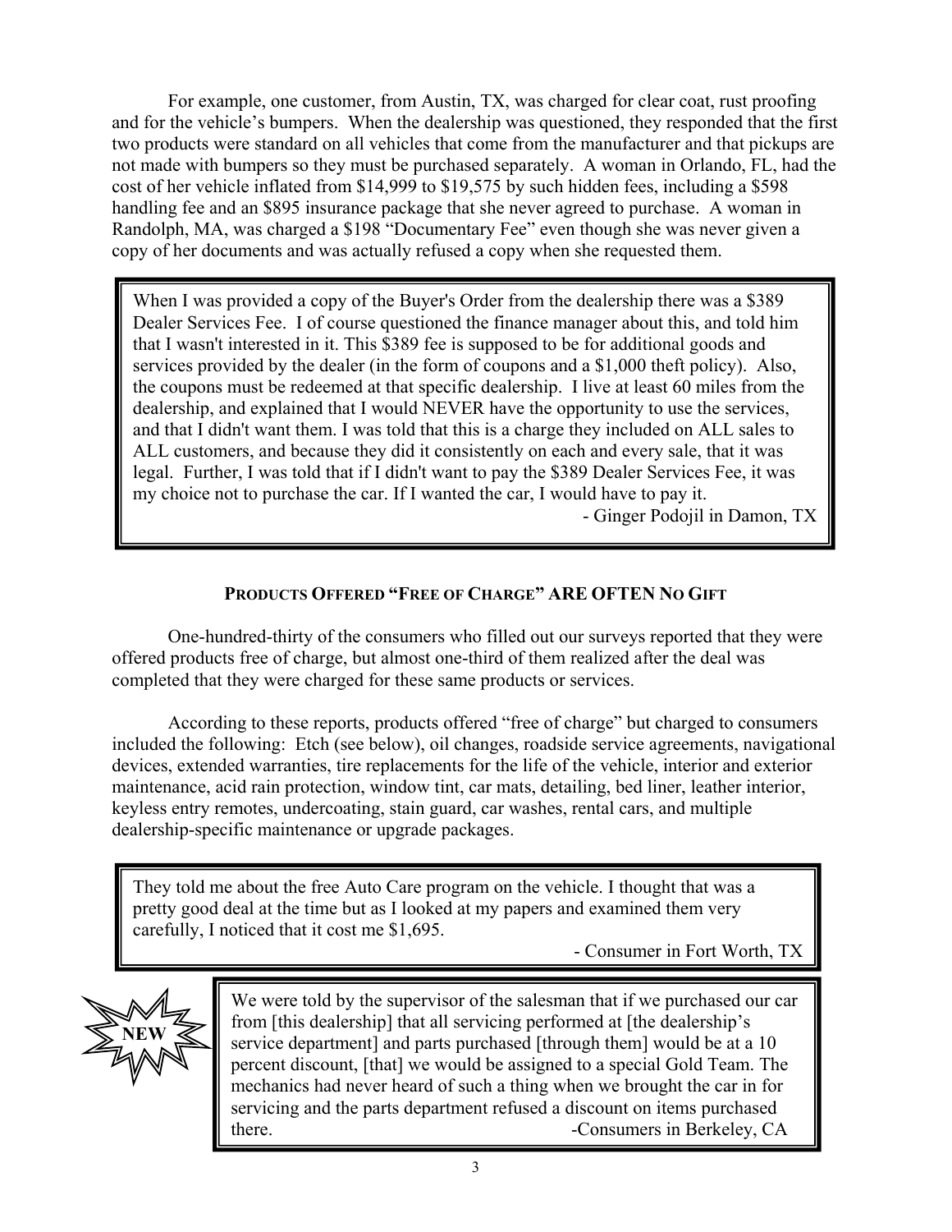For example, one customer, from Austin, TX, was charged for clear coat, rust proofing and for the vehicle's bumpers. When the dealership was questioned, they responded that the first two products were standard on all vehicles that come from the manufacturer and that pickups are not made with bumpers so they must be purchased separately. A woman in Orlando, FL, had the cost of her vehicle inflated from $14,999 to $19,575 by such hidden fees, including a $598 handling fee and an $895 insurance package that she never agreed to purchase. A woman in Randolph, MA, was charged a $198 "Documentary Fee" even though she was never given a copy of her documents and was actually refused a copy when she requested them.

> When I was provided a copy of the Buyer's Order from the dealership there was a $389 Dealer Services Fee. I of course questioned the finance manager about this, and told him that I wasn't interested in it. This $389 fee is supposed to be for additional goods and services provided by the dealer (in the form of coupons and a $1,000 theft policy). Also, the coupons must be redeemed at that specific dealership. I live at least 60 miles from the dealership, and explained that I would NEVER have the opportunity to use the services, and that I didn't want them. I was told that this is a charge they included on ALL sales to ALL customers, and because they did it consistently on each and every sale, that it was legal. Further, I was told that if I didn't want to pay the $389 Dealer Services Fee, it was my choice not to purchase the car. If I wanted the car, I would have to pay it.
>
> \- Ginger Podojil in Damon, TX

### Products Offered "Free of Charge" ARE OFTEN No Gift

One-hundred-thirty of the consumers who filled out our surveys reported that they were offered products free of charge, but almost one-third of them realized after the deal was completed that they were charged for these same products or services.

According to these reports, products offered "free of charge" but charged to consumers included the following: Etch (see below), oil changes, roadside service agreements, navigational devices, extended warranties, tire replacements for the life of the vehicle, interior and exterior maintenance, acid rain protection, window tint, car mats, detailing, bed liner, leather interior, keyless entry remotes, undercoating, stain guard, car washes, rental cars, and multiple dealership-specific maintenance or upgrade packages.

> They told me about the free Auto Care program on the vehicle. I thought that was a pretty good deal at the time but as I looked at my papers and examined them very carefully, I noticed that it cost me $1,695.
>
> \- Consumer in Fort Worth, TX

**NEW**

> We were told by the supervisor of the salesman that if we purchased our car from [this dealership] that all servicing performed at [the dealership's service department] and parts purchased [through them] would be at a 10 percent discount, [that] we would be assigned to a special Gold Team. The mechanics had never heard of such a thing when we brought the car in for servicing and the parts department refused a discount on items purchased there.
>
> -Consumers in Berkeley, CA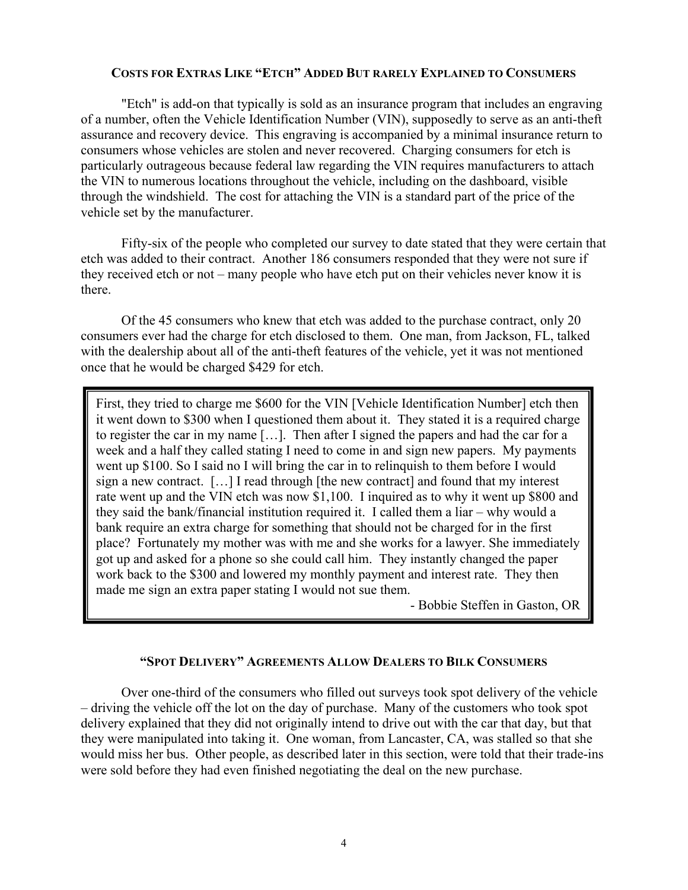### Costs for Extras Like "Etch" Added But rarely Explained to Consumers

"Etch" is add-on that typically is sold as an insurance program that includes an engraving of a number, often the Vehicle Identification Number (VIN), supposedly to serve as an anti-theft assurance and recovery device. This engraving is accompanied by a minimal insurance return to consumers whose vehicles are stolen and never recovered. Charging consumers for etch is particularly outrageous because federal law regarding the VIN requires manufacturers to attach the VIN to numerous locations throughout the vehicle, including on the dashboard, visible through the windshield. The cost for attaching the VIN is a standard part of the price of the vehicle set by the manufacturer.

Fifty-six of the people who completed our survey to date stated that they were certain that etch was added to their contract. Another 186 consumers responded that they were not sure if they received etch or not – many people who have etch put on their vehicles never know it is there.

Of the 45 consumers who knew that etch was added to the purchase contract, only 20 consumers ever had the charge for etch disclosed to them. One man, from Jackson, FL, talked with the dealership about all of the anti-theft features of the vehicle, yet it was not mentioned once that he would be charged $429 for etch.

> First, they tried to charge me $600 for the VIN [Vehicle Identification Number] etch then it went down to $300 when I questioned them about it. They stated it is a required charge to register the car in my name […]. Then after I signed the papers and had the car for a week and a half they called stating I need to come in and sign new papers. My payments went up $100. So I said no I will bring the car in to relinquish to them before I would sign a new contract. […] I read through [the new contract] and found that my interest rate went up and the VIN etch was now $1,100. I inquired as to why it went up $800 and they said the bank/financial institution required it. I called them a liar – why would a bank require an extra charge for something that should not be charged for in the first place? Fortunately my mother was with me and she works for a lawyer. She immediately got up and asked for a phone so she could call him. They instantly changed the paper work back to the $300 and lowered my monthly payment and interest rate. They then made me sign an extra paper stating I would not sue them.
>
> \- Bobbie Steffen in Gaston, OR

### "Spot Delivery" Agreements Allow Dealers to Bilk Consumers

Over one-third of the consumers who filled out surveys took spot delivery of the vehicle – driving the vehicle off the lot on the day of purchase. Many of the customers who took spot delivery explained that they did not originally intend to drive out with the car that day, but that they were manipulated into taking it. One woman, from Lancaster, CA, was stalled so that she would miss her bus. Other people, as described later in this section, were told that their trade-ins were sold before they had even finished negotiating the deal on the new purchase.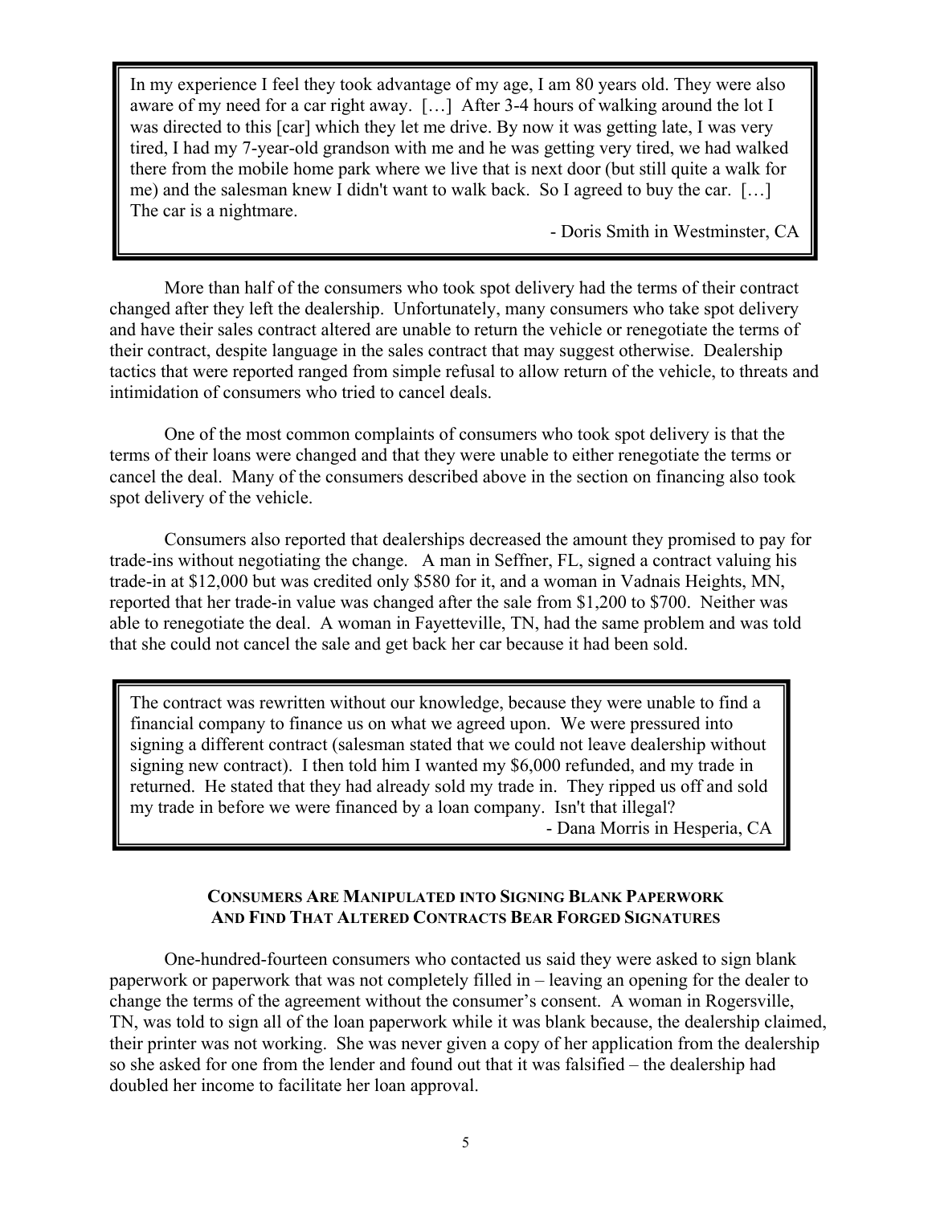> In my experience I feel they took advantage of my age, I am 80 years old. They were also aware of my need for a car right away. […] After 3-4 hours of walking around the lot I was directed to this [car] which they let me drive. By now it was getting late, I was very tired, I had my 7-year-old grandson with me and he was getting very tired, we had walked there from the mobile home park where we live that is next door (but still quite a walk for me) and the salesman knew I didn't want to walk back. So I agreed to buy the car. […] The car is a nightmare.
>
> - Doris Smith in Westminster, CA

More than half of the consumers who took spot delivery had the terms of their contract changed after they left the dealership. Unfortunately, many consumers who take spot delivery and have their sales contract altered are unable to return the vehicle or renegotiate the terms of their contract, despite language in the sales contract that may suggest otherwise. Dealership tactics that were reported ranged from simple refusal to allow return of the vehicle, to threats and intimidation of consumers who tried to cancel deals.

One of the most common complaints of consumers who took spot delivery is that the terms of their loans were changed and that they were unable to either renegotiate the terms or cancel the deal. Many of the consumers described above in the section on financing also took spot delivery of the vehicle.

Consumers also reported that dealerships decreased the amount they promised to pay for trade-ins without negotiating the change. A man in Seffner, FL, signed a contract valuing his trade-in at $12,000 but was credited only $580 for it, and a woman in Vadnais Heights, MN, reported that her trade-in value was changed after the sale from $1,200 to $700. Neither was able to renegotiate the deal. A woman in Fayetteville, TN, had the same problem and was told that she could not cancel the sale and get back her car because it had been sold.

> The contract was rewritten without our knowledge, because they were unable to find a financial company to finance us on what we agreed upon. We were pressured into signing a different contract (salesman stated that we could not leave dealership without signing new contract). I then told him I wanted my $6,000 refunded, and my trade in returned. He stated that they had already sold my trade in. They ripped us off and sold my trade in before we were financed by a loan company. Isn't that illegal?
>
> - Dana Morris in Hesperia, CA

### Consumers Are Manipulated into Signing Blank Paperwork And Find That Altered Contracts Bear Forged Signatures

One-hundred-fourteen consumers who contacted us said they were asked to sign blank paperwork or paperwork that was not completely filled in – leaving an opening for the dealer to change the terms of the agreement without the consumer's consent. A woman in Rogersville, TN, was told to sign all of the loan paperwork while it was blank because, the dealership claimed, their printer was not working. She was never given a copy of her application from the dealership so she asked for one from the lender and found out that it was falsified – the dealership had doubled her income to facilitate her loan approval.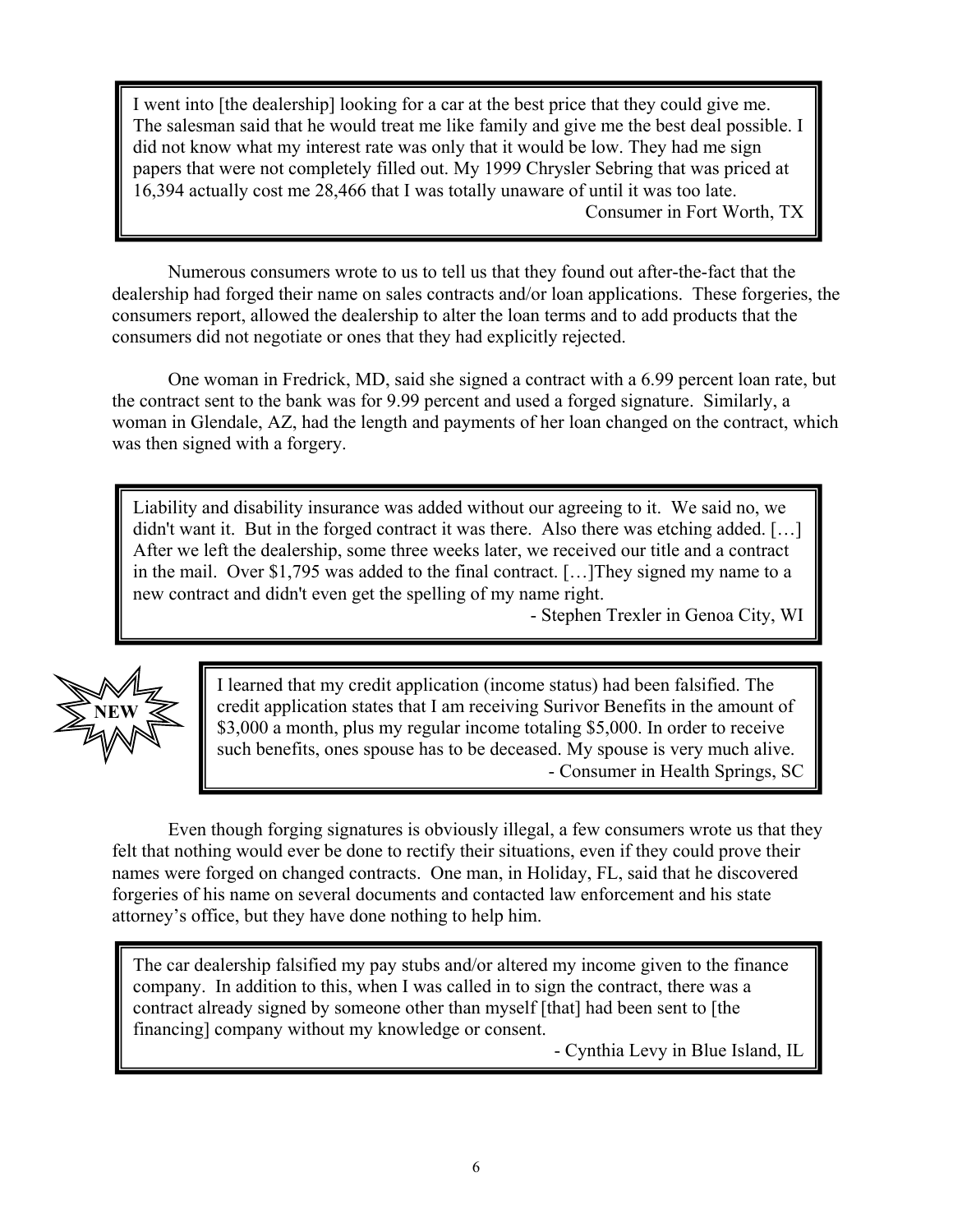> I went into [the dealership] looking for a car at the best price that they could give me. The salesman said that he would treat me like family and give me the best deal possible. I did not know what my interest rate was only that it would be low. They had me sign papers that were not completely filled out. My 1999 Chrysler Sebring that was priced at 16,394 actually cost me 28,466 that I was totally unaware of until it was too late.
>
> Consumer in Fort Worth, TX

Numerous consumers wrote to us to tell us that they found out after-the-fact that the dealership had forged their name on sales contracts and/or loan applications. These forgeries, the consumers report, allowed the dealership to alter the loan terms and to add products that the consumers did not negotiate or ones that they had explicitly rejected.

One woman in Fredrick, MD, said she signed a contract with a 6.99 percent loan rate, but the contract sent to the bank was for 9.99 percent and used a forged signature. Similarly, a woman in Glendale, AZ, had the length and payments of her loan changed on the contract, which was then signed with a forgery.

> Liability and disability insurance was added without our agreeing to it. We said no, we didn't want it. But in the forged contract it was there. Also there was etching added. […] After we left the dealership, some three weeks later, we received our title and a contract in the mail. Over $1,795 was added to the final contract. […]They signed my name to a new contract and didn't even get the spelling of my name right.
>
> - Stephen Trexler in Genoa City, WI

**NEW**

> I learned that my credit application (income status) had been falsified. The credit application states that I am receiving Surivor Benefits in the amount of $3,000 a month, plus my regular income totaling $5,000. In order to receive such benefits, ones spouse has to be deceased. My spouse is very much alive.
>
> - Consumer in Health Springs, SC

Even though forging signatures is obviously illegal, a few consumers wrote us that they felt that nothing would ever be done to rectify their situations, even if they could prove their names were forged on changed contracts. One man, in Holiday, FL, said that he discovered forgeries of his name on several documents and contacted law enforcement and his state attorney's office, but they have done nothing to help him.

> The car dealership falsified my pay stubs and/or altered my income given to the finance company. In addition to this, when I was called in to sign the contract, there was a contract already signed by someone other than myself [that] had been sent to [the financing] company without my knowledge or consent.
>
> - Cynthia Levy in Blue Island, IL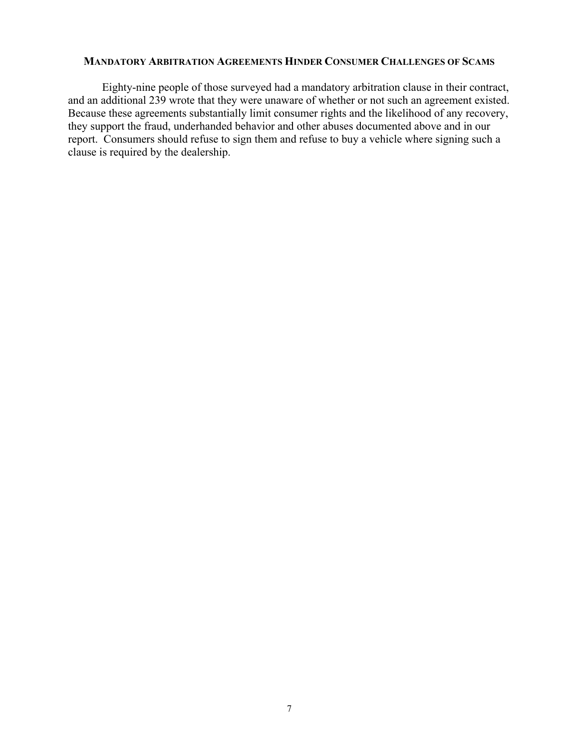## Mandatory Arbitration Agreements Hinder Consumer Challenges of Scams

Eighty-nine people of those surveyed had a mandatory arbitration clause in their contract, and an additional 239 wrote that they were unaware of whether or not such an agreement existed. Because these agreements substantially limit consumer rights and the likelihood of any recovery, they support the fraud, underhanded behavior and other abuses documented above and in our report. Consumers should refuse to sign them and refuse to buy a vehicle where signing such a clause is required by the dealership.